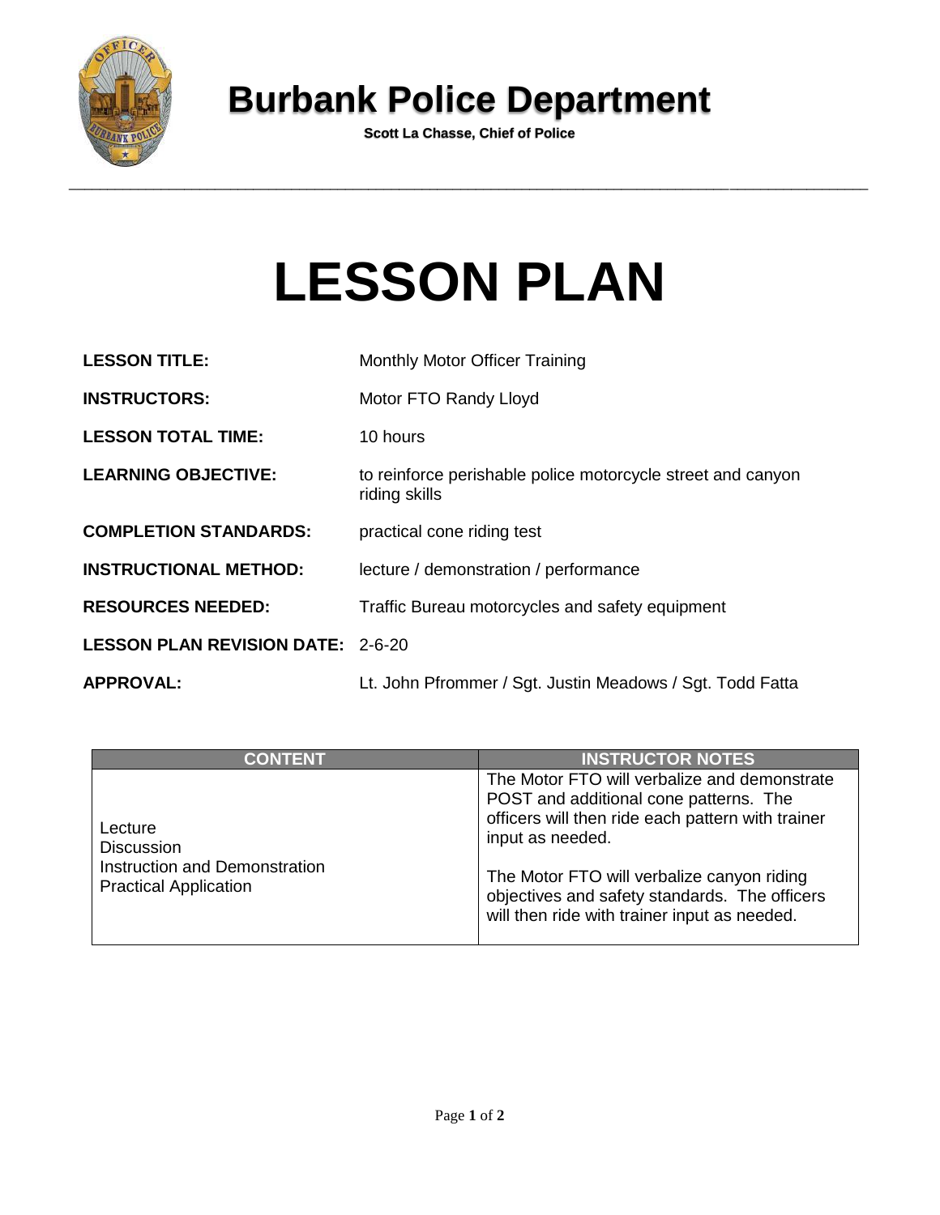# Burbank Police Department

**Scott La Chasse, Chief of Police**

---

# LESSON PLAN

**LESSON TITLE:** Monthly Motor Officer Training

**INSTRUCTORS:** Motor FTO Randy Lloyd

**LESSON TOTAL TIME:** 10 hours

**LEARNING OBJECTIVE:** to reinforce perishable police motorcycle street and canyon riding skills

**COMPLETION STANDARDS:** practical cone riding test

**INSTRUCTIONAL METHOD:** lecture / demonstration / performance

**RESOURCES NEEDED:** Traffic Bureau motorcycles and safety equipment

**LESSON PLAN REVISION DATE:** 2-6-20

**APPROVAL:** Lt. John Pfrommer / Sgt. Justin Meadows / Sgt. Todd Fatta

| CONTENT | INSTRUCTOR NOTES |
|---|---|
| Lecture<br>Discussion<br>Instruction and Demonstration<br>Practical Application | The Motor FTO will verbalize and demonstrate POST and additional cone patterns. The officers will then ride each pattern with trainer input as needed.<br><br>The Motor FTO will verbalize canyon riding objectives and safety standards. The officers will then ride with trainer input as needed. |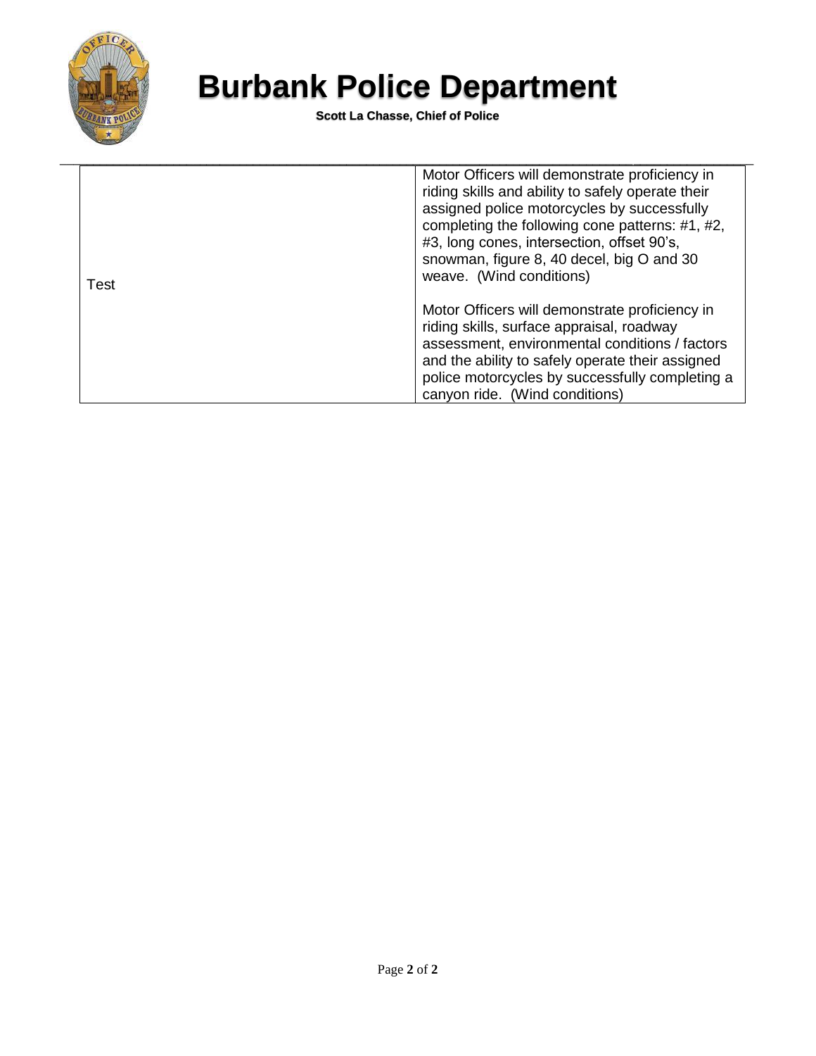# Burbank Police Department

**Scott La Chasse, Chief of Police**

| | |
|---|---|
| Test | Motor Officers will demonstrate proficiency in riding skills and ability to safely operate their assigned police motorcycles by successfully completing the following cone patterns: #1, #2, #3, long cones, intersection, offset 90's, snowman, figure 8, 40 decel, big O and 30 weave. (Wind conditions)<br><br>Motor Officers will demonstrate proficiency in riding skills, surface appraisal, roadway assessment, environmental conditions / factors and the ability to safely operate their assigned police motorcycles by successfully completing a canyon ride. (Wind conditions) |